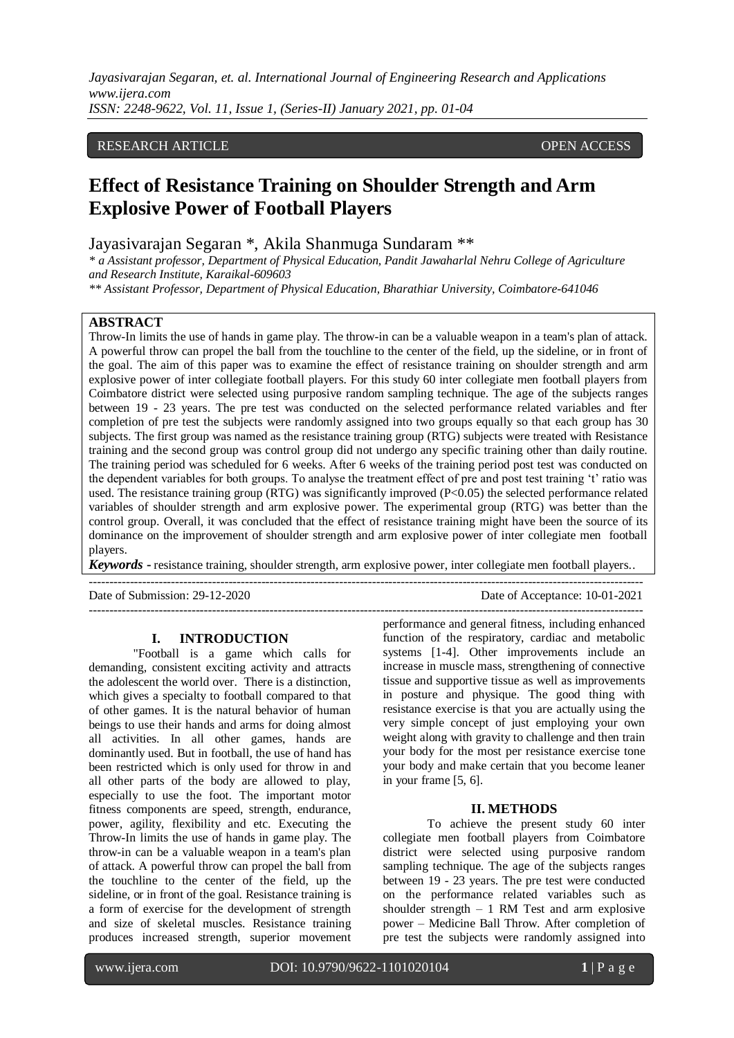RESEARCH ARTICLE OPEN ACCESS

# Effect of Resistance Training on Shoulder Strength and Arm Explosive Power of Football Players

Jayasivarajan Segaran *, Akila Shanmuga Sundaram **

*\* a Assistant professor, Department of Physical Education, Pandit Jawaharlal Nehru College of Agriculture and Research Institute, Karaikal-609603*

*\*\* Assistant Professor, Department of Physical Education, Bharathiar University, Coimbatore-641046*

## ABSTRACT

Throw-In limits the use of hands in game play. The throw-in can be a valuable weapon in a team's plan of attack. A powerful throw can propel the ball from the touchline to the center of the field, up the sideline, or in front of the goal. The aim of this paper was to examine the effect of resistance training on shoulder strength and arm explosive power of inter collegiate football players. For this study 60 inter collegiate men football players from Coimbatore district were selected using purposive random sampling technique. The age of the subjects ranges between 19 - 23 years. The pre test was conducted on the selected performance related variables and fter completion of pre test the subjects were randomly assigned into two groups equally so that each group has 30 subjects. The first group was named as the resistance training group (RTG) subjects were treated with Resistance training and the second group was control group did not undergo any specific training other than daily routine. The training period was scheduled for 6 weeks. After 6 weeks of the training period post test was conducted on the dependent variables for both groups. To analyse the treatment effect of pre and post test training 't' ratio was used. The resistance training group (RTG) was significantly improved ($P<0.05$) the selected performance related variables of shoulder strength and arm explosive power. The experimental group (RTG) was better than the control group. Overall, it was concluded that the effect of resistance training might have been the source of its dominance on the improvement of shoulder strength and arm explosive power of inter collegiate men football players.

***Keywords -*** resistance training, shoulder strength, arm explosive power, inter collegiate men football players..

Date of Submission: 29-12-2020 Date of Acceptance: 10-01-2021

## I. INTRODUCTION

"Football is a game which calls for demanding, consistent exciting activity and attracts the adolescent the world over. There is a distinction, which gives a specialty to football compared to that of other games. It is the natural behavior of human beings to use their hands and arms for doing almost all activities. In all other games, hands are dominantly used. But in football, the use of hand has been restricted which is only used for throw in and all other parts of the body are allowed to play, especially to use the foot. The important motor fitness components are speed, strength, endurance, power, agility, flexibility and etc. Executing the Throw-In limits the use of hands in game play. The throw-in can be a valuable weapon in a team's plan of attack. A powerful throw can propel the ball from the touchline to the center of the field, up the sideline, or in front of the goal. Resistance training is a form of exercise for the development of strength and size of skeletal muscles. Resistance training produces increased strength, superior movement performance and general fitness, including enhanced function of the respiratory, cardiac and metabolic systems [1-4]. Other improvements include an increase in muscle mass, strengthening of connective tissue and supportive tissue as well as improvements in posture and physique. The good thing with resistance exercise is that you are actually using the very simple concept of just employing your own weight along with gravity to challenge and then train your body for the most per resistance exercise tone your body and make certain that you become leaner in your frame [5, 6].

## II. METHODS

To achieve the present study 60 inter collegiate men football players from Coimbatore district were selected using purposive random sampling technique. The age of the subjects ranges between 19 - 23 years. The pre test were conducted on the performance related variables such as shoulder strength – 1 RM Test and arm explosive power – Medicine Ball Throw. After completion of pre test the subjects were randomly assigned into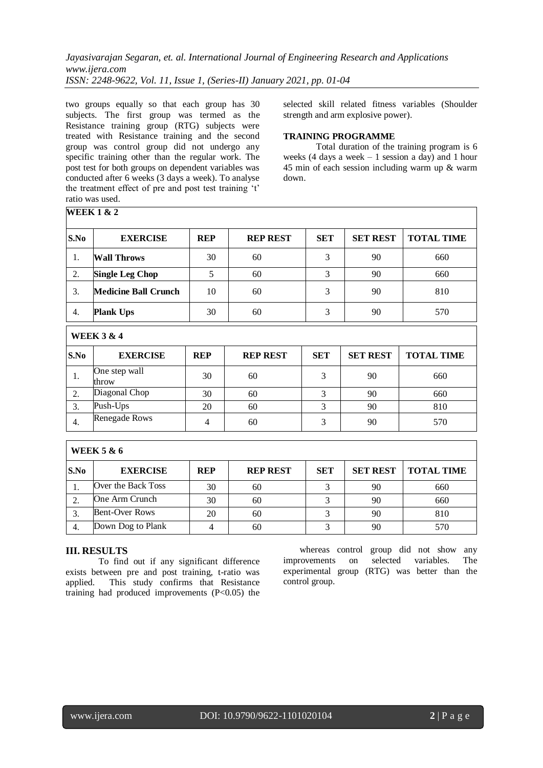two groups equally so that each group has 30 subjects. The first group was termed as the Resistance training group (RTG) subjects were treated with Resistance training and the second group was control group did not undergo any specific training other than the regular work. The post test for both groups on dependent variables was conducted after 6 weeks (3 days a week). To analyse the treatment effect of pre and post test training 't' ratio was used.

selected skill related fitness variables (Shoulder strength and arm explosive power).

**TRAINING PROGRAMME**

Total duration of the training program is 6 weeks (4 days a week – 1 session a day) and 1 hour 45 min of each session including warm up & warm down.

**WEEK 1 & 2**

| S.No | EXERCISE | REP | REP REST | SET | SET REST | TOTAL TIME |
|---|---|---|---|---|---|---|
| 1. | **Wall Throws** | 30 | 60 | 3 | 90 | 660 |
| 2. | **Single Leg Chop** | 5 | 60 | 3 | 90 | 660 |
| 3. | **Medicine Ball Crunch** | 10 | 60 | 3 | 90 | 810 |
| 4. | **Plank Ups** | 30 | 60 | 3 | 90 | 570 |

**WEEK 3 & 4**

| S.No | EXERCISE | REP | REP REST | SET | SET REST | TOTAL TIME |
|---|---|---|---|---|---|---|
| 1. | One step wall throw | 30 | 60 | 3 | 90 | 660 |
| 2. | Diagonal Chop | 30 | 60 | 3 | 90 | 660 |
| 3. | Push-Ups | 20 | 60 | 3 | 90 | 810 |
| 4. | Renegade Rows | 4 | 60 | 3 | 90 | 570 |

**WEEK 5 & 6**

| S.No | EXERCISE | REP | REP REST | SET | SET REST | TOTAL TIME |
|---|---|---|---|---|---|---|
| 1. | Over the Back Toss | 30 | 60 | 3 | 90 | 660 |
| 2. | One Arm Crunch | 30 | 60 | 3 | 90 | 660 |
| 3. | Bent-Over Rows | 20 | 60 | 3 | 90 | 810 |
| 4. | Down Dog to Plank | 4 | 60 | 3 | 90 | 570 |

## III. RESULTS

To find out if any significant difference exists between pre and post training, t-ratio was applied. This study confirms that Resistance training had produced improvements ($P<0.05$) the whereas control group did not show any improvements on selected variables. The experimental group (RTG) was better than the control group.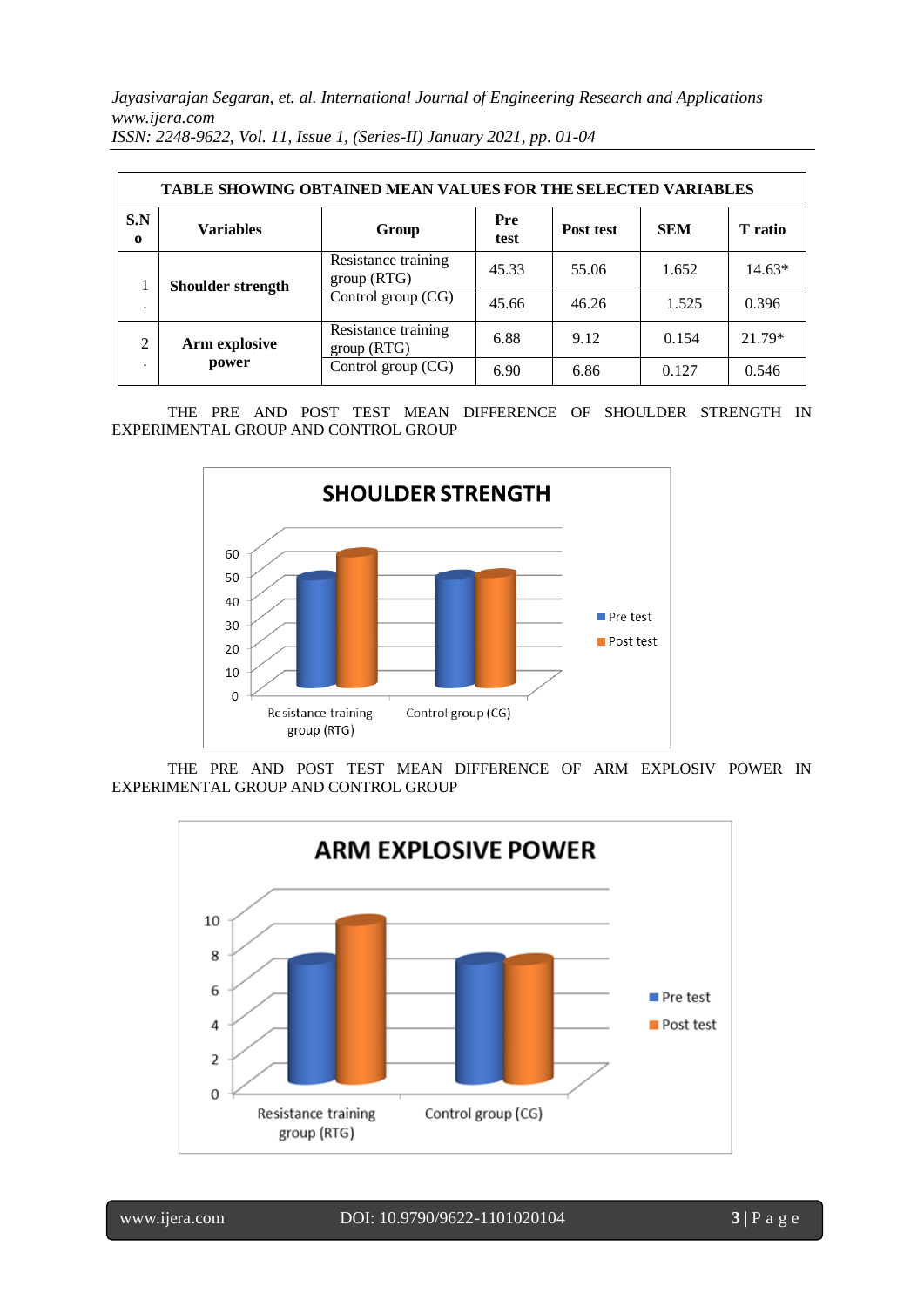| TABLE SHOWING OBTAINED MEAN VALUES FOR THE SELECTED VARIABLES | | | | | | |
|---|---|---|---|---|---|---|
| **S.No** | **Variables** | **Group** | **Pre test** | **Post test** | **SEM** | **T ratio** |
| 1. | **Shoulder strength** | Resistance training group (RTG) | 45.33 | 55.06 | 1.652 | 14.63* |
| | | Control group (CG) | 45.66 | 46.26 | 1.525 | 0.396 |
| 2. | **Arm explosive power** | Resistance training group (RTG) | 6.88 | 9.12 | 0.154 | 21.79* |
| | | Control group (CG) | 6.90 | 6.86 | 0.127 | 0.546 |

THE PRE AND POST TEST MEAN DIFFERENCE OF SHOULDER STRENGTH IN EXPERIMENTAL GROUP AND CONTROL GROUP

THE PRE AND POST TEST MEAN DIFFERENCE OF ARM EXPLOSIV POWER IN EXPERIMENTAL GROUP AND CONTROL GROUP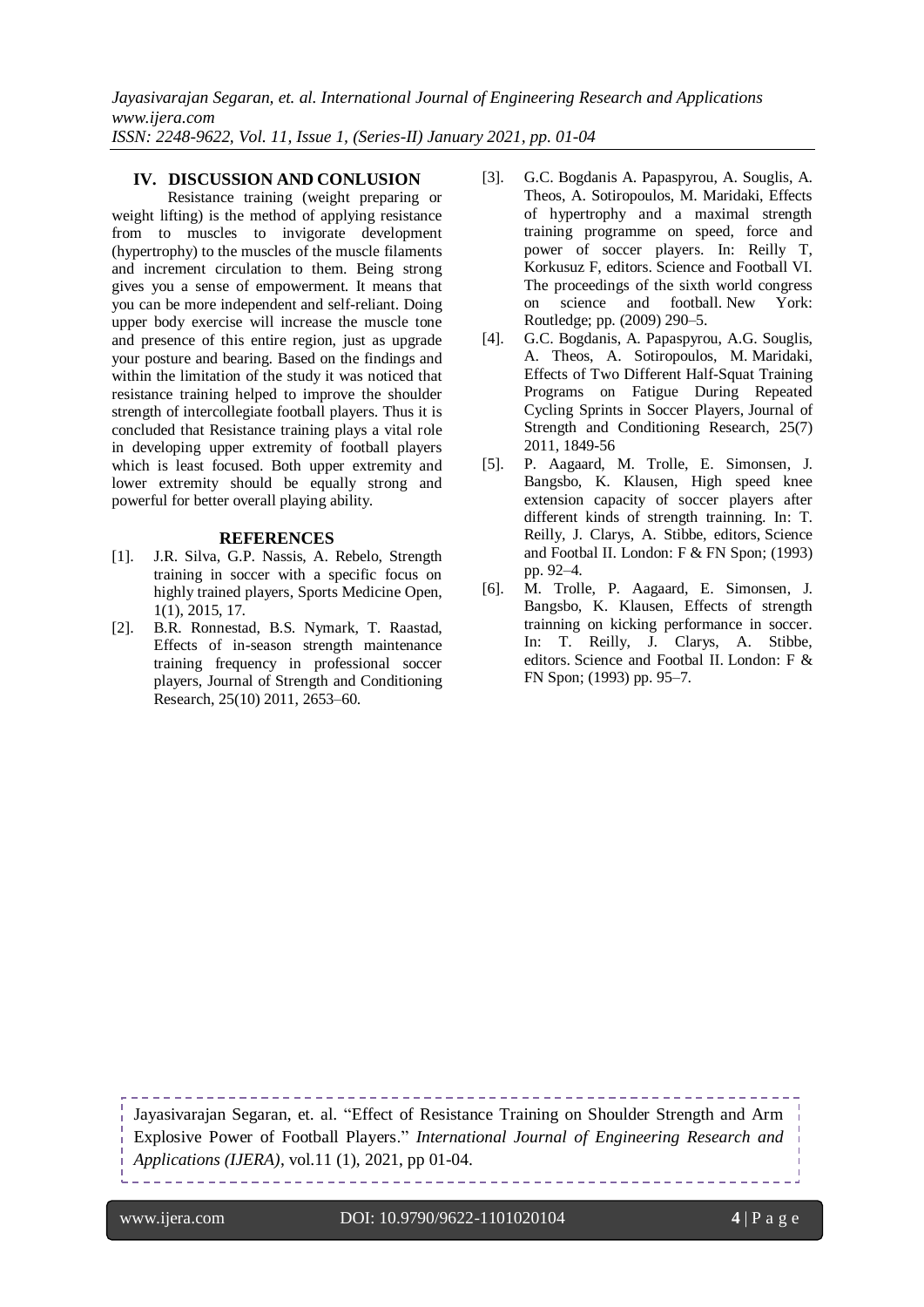## IV. DISCUSSION AND CONLUSION

Resistance training (weight preparing or weight lifting) is the method of applying resistance from to muscles to invigorate development (hypertrophy) to the muscles of the muscle filaments and increment circulation to them. Being strong gives you a sense of empowerment. It means that you can be more independent and self-reliant. Doing upper body exercise will increase the muscle tone and presence of this entire region, just as upgrade your posture and bearing. Based on the findings and within the limitation of the study it was noticed that resistance training helped to improve the shoulder strength of intercollegiate football players. Thus it is concluded that Resistance training plays a vital role in developing upper extremity of football players which is least focused. Both upper extremity and lower extremity should be equally strong and powerful for better overall playing ability.

## REFERENCES

[1]. J.R. Silva, G.P. Nassis, A. Rebelo, Strength training in soccer with a specific focus on highly trained players, Sports Medicine Open, 1(1), 2015, 17.

[2]. B.R. Ronnestad, B.S. Nymark, T. Raastad, Effects of in-season strength maintenance training frequency in professional soccer players, Journal of Strength and Conditioning Research, 25(10) 2011, 2653–60.

[3]. G.C. Bogdanis A. Papaspyrou, A. Souglis, A. Theos, A. Sotiropoulos, M. Maridaki, Effects of hypertrophy and a maximal strength training programme on speed, force and power of soccer players. In: Reilly T, Korkusuz F, editors. Science and Football VI. The proceedings of the sixth world congress on science and football. New York: Routledge; pp. (2009) 290–5.

[4]. G.C. Bogdanis, A. Papaspyrou, A.G. Souglis, A. Theos, A. Sotiropoulos, M. Maridaki, Effects of Two Different Half-Squat Training Programs on Fatigue During Repeated Cycling Sprints in Soccer Players, Journal of Strength and Conditioning Research, 25(7) 2011, 1849-56

[5]. P. Aagaard, M. Trolle, E. Simonsen, J. Bangsbo, K. Klausen, High speed knee extension capacity of soccer players after different kinds of strength trainning. In: T. Reilly, J. Clarys, A. Stibbe, editors, Science and Footbal II. London: F & FN Spon; (1993) pp. 92–4.

[6]. M. Trolle, P. Aagaard, E. Simonsen, J. Bangsbo, K. Klausen, Effects of strength trainning on kicking performance in soccer. In: T. Reilly, J. Clarys, A. Stibbe, editors. Science and Footbal II. London: F & FN Spon; (1993) pp. 95–7.

Jayasivarajan Segaran, et. al. "Effect of Resistance Training on Shoulder Strength and Arm Explosive Power of Football Players." *International Journal of Engineering Research and Applications (IJERA)*, vol.11 (1), 2021, pp 01-04.